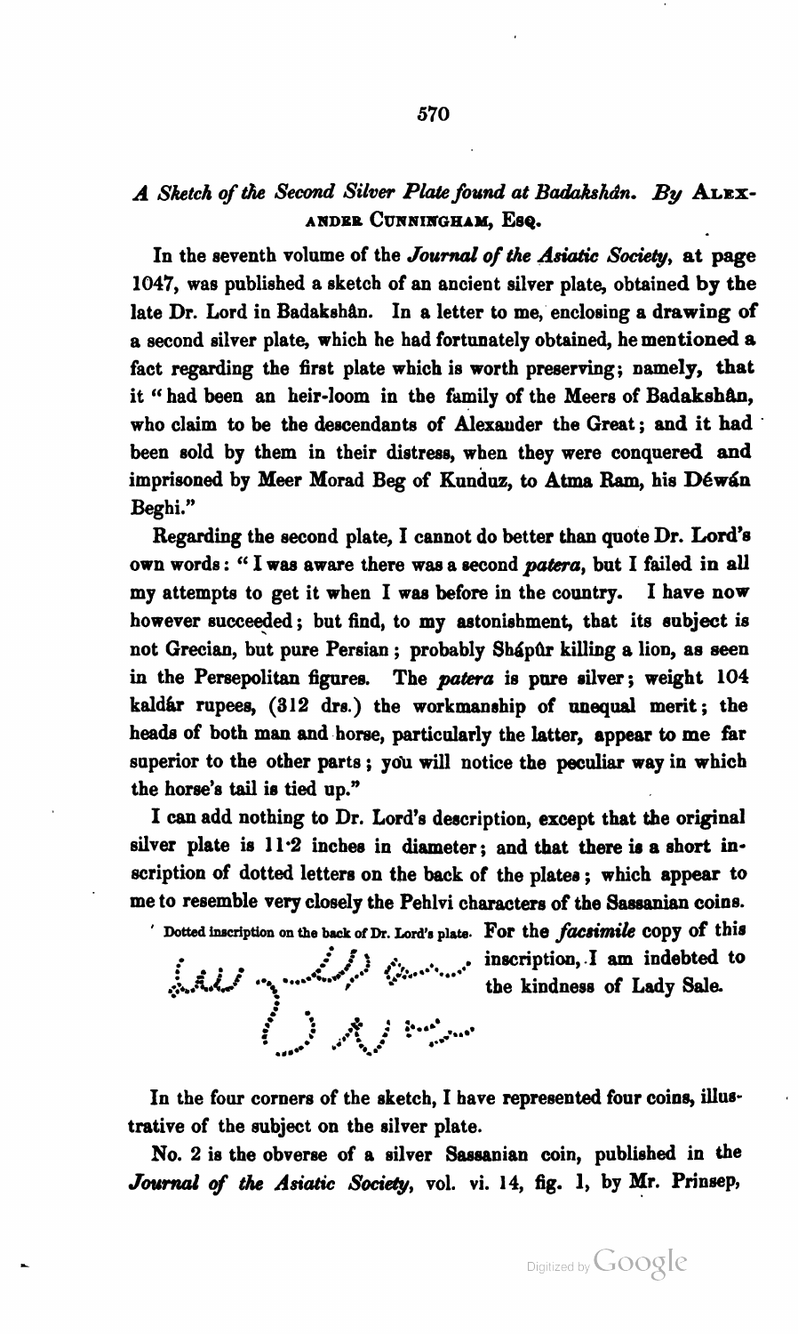## *A Sketch of the Second Silver Plate found at Badakshân.* By ALEXANDER CUNNINGHAM, ESQ.

In the seventh volume of the *Journal of the Asiatic Society*, at page 1047, was published a sketch of an ancient silver plate, obtained by the late Dr. Lord in Badakshân. In a letter to me, enclosing a drawing of a second silver plate, which he had fortunately obtained, he mentioned a fact regarding the first plate which is worth preserving; namely, that it "had been an heir-loom in the family of the Meers of Badakshân, who claim to be the descendants of Alexander the Great; and it had been sold by them in their distress, when they were conquered and imprisoned by Meer Morad Beg of Kunduz, to Atma Ram, his Déwán Beghi."

Regarding the second plate, I cannot do better than quote Dr. Lord's own words: "I was aware there was a second *patera*, but I failed in all my attempts to get it when I was before in the country. I have now however succeeded; but find, to my astonishment, that its subject is not Grecian, but pure Persian; probably Shápûr killing a lion, as seen in the Persepolitan figures. The *patera* is pure silver; weight 104 kaldâr rupees, (312 drs.) the workmanship of unequal merit; the heads of both man and horse, particularly the latter, appear to me far superior to the other parts; you will notice the peculiar way in which the horse's tail is tied up."

I can add nothing to Dr. Lord's description, except that the original silver plate is 11·2 inches in diameter; and that there is a short inscription of dotted letters on the back of the plates; which appear to me to resemble very closely the Pehlvi characters of the Sassanian coins.

Dotted inscription on the back of Dr. Lord's plate. For the *facsimile* copy of this inscription, I am indebted to the kindness of Lady Sale.

In the four corners of the sketch, I have represented four coins, illustrative of the subject on the silver plate.

No. 2 is the obverse of a silver Sassanian coin, published in the *Journal of the Asiatic Society*, vol. vi. 14, fig. 1, by Mr. Prinsep,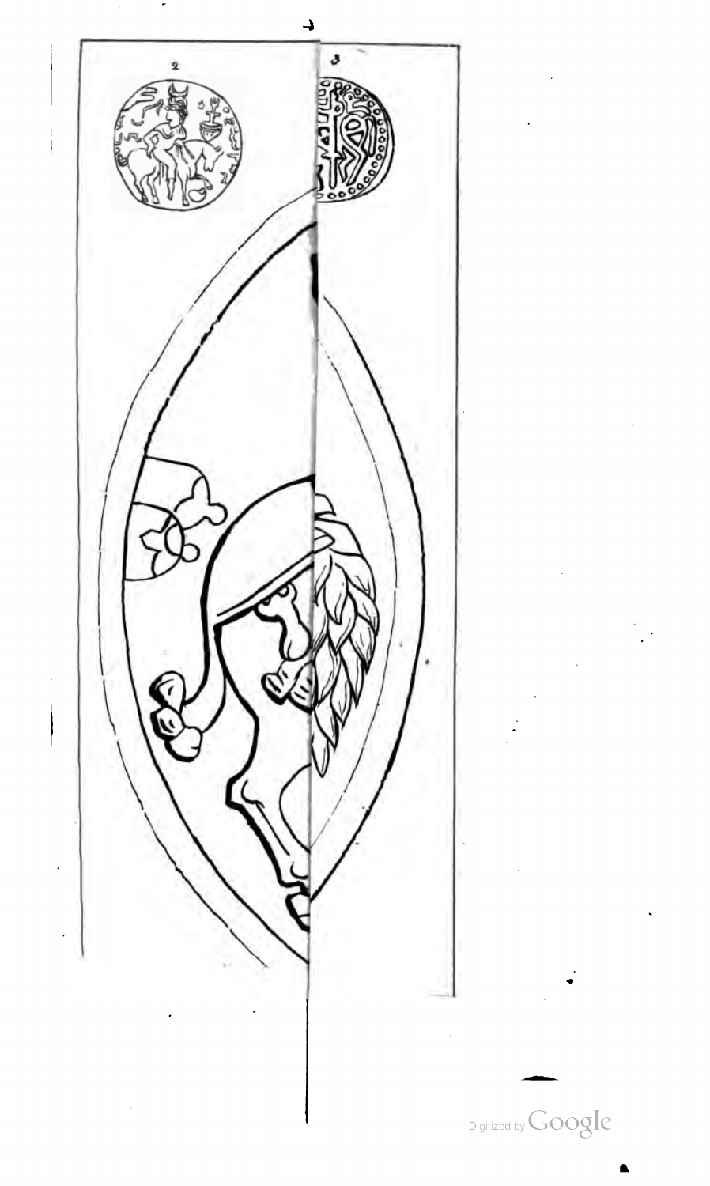2

3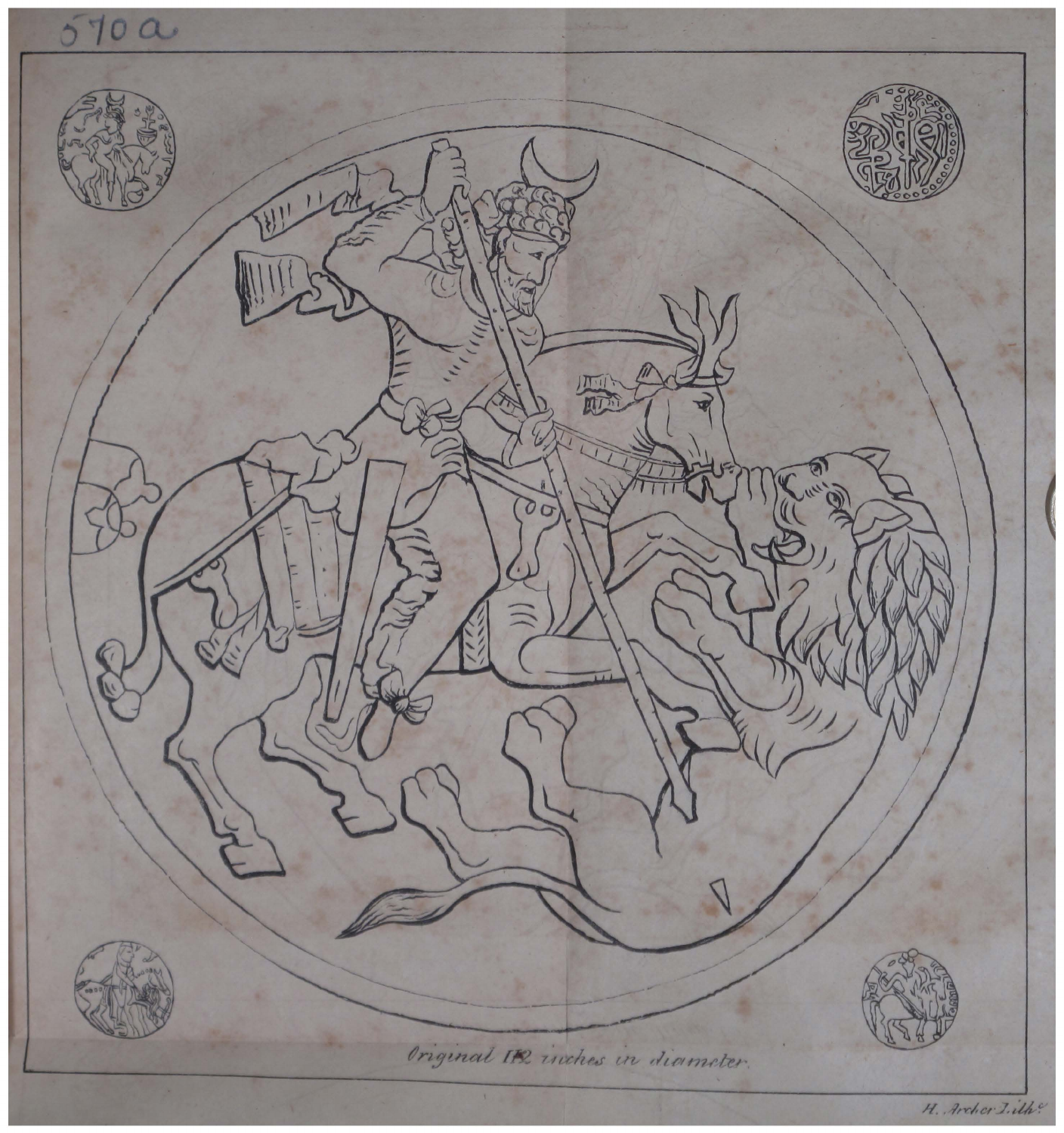570a

Original 11½ inches in diameter.

H. Archer Lith.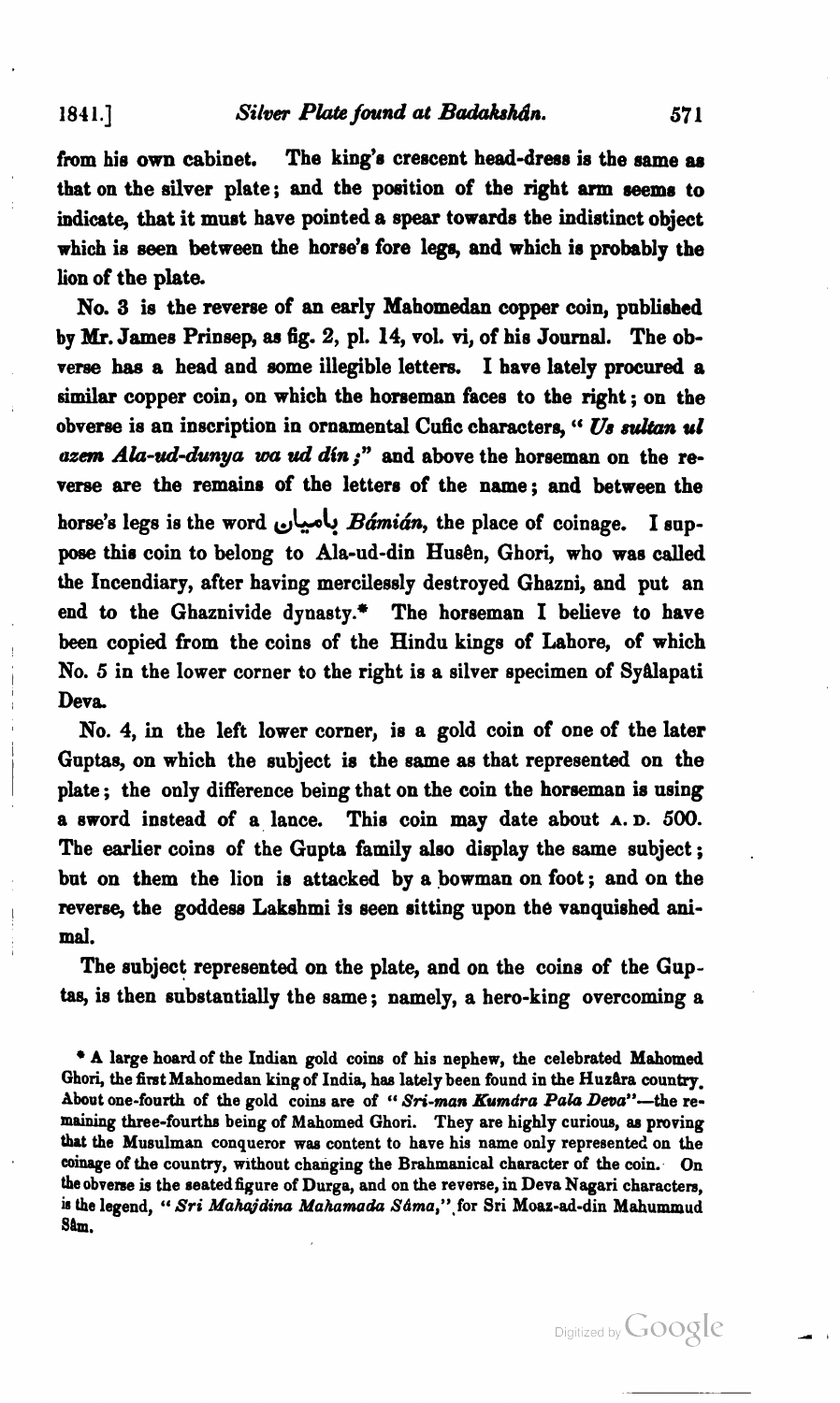from his own cabinet. The king's crescent head-dress is the same as that on the silver plate; and the position of the right arm seems to indicate, that it must have pointed a spear towards the indistinct object which is seen between the horse's fore legs, and which is probably the lion of the plate.

No. 3 is the reverse of an early Mahomedan copper coin, published by Mr. James Prinsep, as fig. 2, pl. 14, vol. vi, of his Journal. The obverse has a head and some illegible letters. I have lately procured a similar copper coin, on which the horseman faces to the right; on the obverse is an inscription in ornamental Cufic characters, "*Us sultan ul azem Ala-ud-dunya wa ud dín;*" and above the horseman on the reverse are the remains of the letters of the name; and between the horse's legs is the word باميان *Bámián*, the place of coinage. I suppose this coin to belong to Ala-ud-din Husên, Ghori, who was called the Incendiary, after having mercilessly destroyed Ghazni, and put an end to the Ghaznivide dynasty.* The horseman I believe to have been copied from the coins of the Hindu kings of Lahore, of which No. 5 in the lower corner to the right is a silver specimen of Syâlapati Deva.

No. 4, in the left lower corner, is a gold coin of one of the later Guptas, on which the subject is the same as that represented on the plate; the only difference being that on the coin the horseman is using a sword instead of a lance. This coin may date about A. D. 500. The earlier coins of the Gupta family also display the same subject; but on them the lion is attacked by a bowman on foot; and on the reverse, the goddess Lakshmi is seen sitting upon the vanquished animal.

The subject represented on the plate, and on the coins of the Guptas, is then substantially the same; namely, a hero-king overcoming a

\* A large hoard of the Indian gold coins of his nephew, the celebrated Mahomed Ghori, the first Mahomedan king of India, has lately been found in the Huzâra country. About one-fourth of the gold coins are of "*Sri-man Kumára Pala Deva*"—the remaining three-fourths being of Mahomed Ghori. They are highly curious, as proving that the Musulman conqueror was content to have his name only represented on the coinage of the country, without changing the Brahmanical character of the coin. On the obverse is the seated figure of Durga, and on the reverse, in Deva Nagari characters, is the legend, "*Sri Mahajdina Mahamada Sâma,*" for Sri Moaz-ad-din Mahummud Sâm.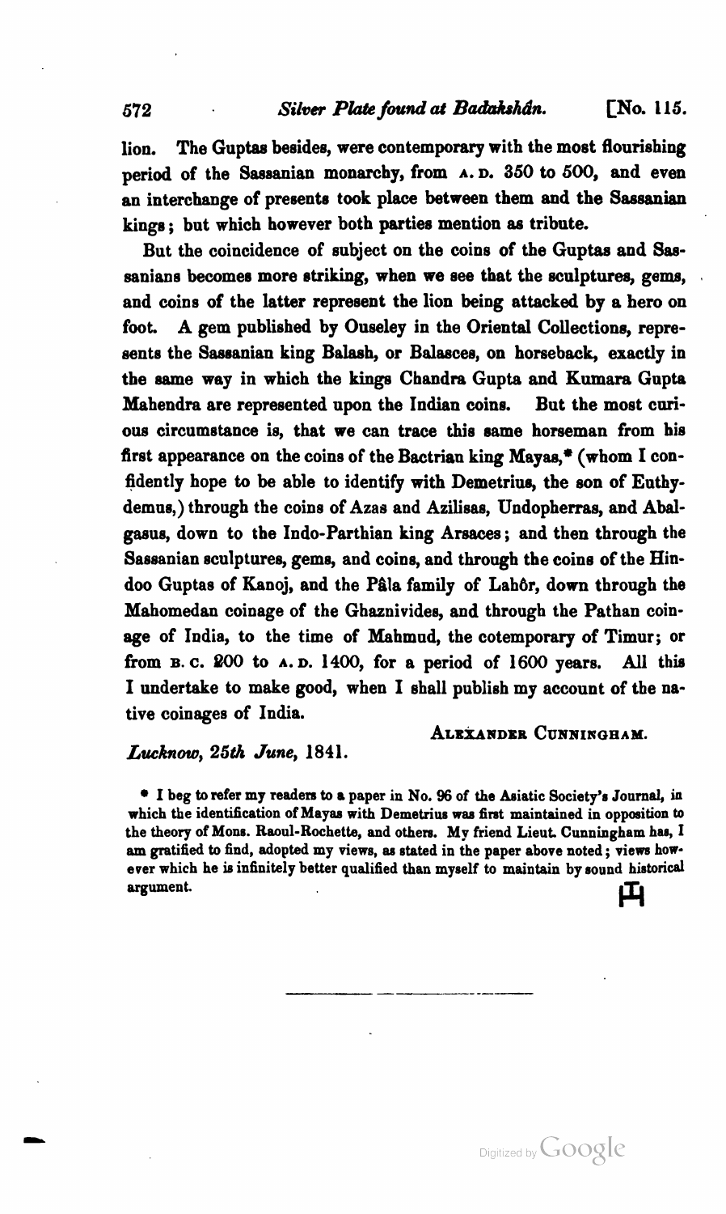lion. The Guptas besides, were contemporary with the most flourishing period of the Sassanian monarchy, from A. D. 350 to 500, and even an interchange of presents took place between them and the Sassanian kings; but which however both parties mention as tribute.

But the coincidence of subject on the coins of the Guptas and Sassanians becomes more striking, when we see that the sculptures, gems, and coins of the latter represent the lion being attacked by a hero on foot. A gem published by Ouseley in the Oriental Collections, represents the Sassanian king Balash, or Balasces, on horseback, exactly in the same way in which the kings Chandra Gupta and Kumara Gupta Mahendra are represented upon the Indian coins. But the most curious circumstance is, that we can trace this same horseman from his first appearance on the coins of the Bactrian king Mayas,* (whom I confidently hope to be able to identify with Demetrius, the son of Euthydemus,) through the coins of Azas and Azilisas, Undopherras, and Abalgasus, down to the Indo-Parthian king Arsaces; and then through the Sassanian sculptures, gems, and coins, and through the coins of the Hindoo Guptas of Kanoj, and the Pâla family of Lahôr, down through the Mahomedan coinage of the Ghaznivides, and through the Pathan coinage of India, to the time of Mahmud, the cotemporary of Timur; or from B. C. 200 to A. D. 1400, for a period of 1600 years. All this I undertake to make good, when I shall publish my account of the native coinages of India.

ALEXANDER CUNNINGHAM.

*Lucknow*, *25th June*, 1841.

\* I beg to refer my readers to a paper in No. 96 of the Asiatic Society's Journal, in which the identification of Mayas with Demetrius was first maintained in opposition to the theory of Mons. Raoul-Rochette, and others. My friend Lieut. Cunningham has, I am gratified to find, adopted my views, as stated in the paper above noted; views however which he is infinitely better qualified than myself to maintain by sound historical argument.